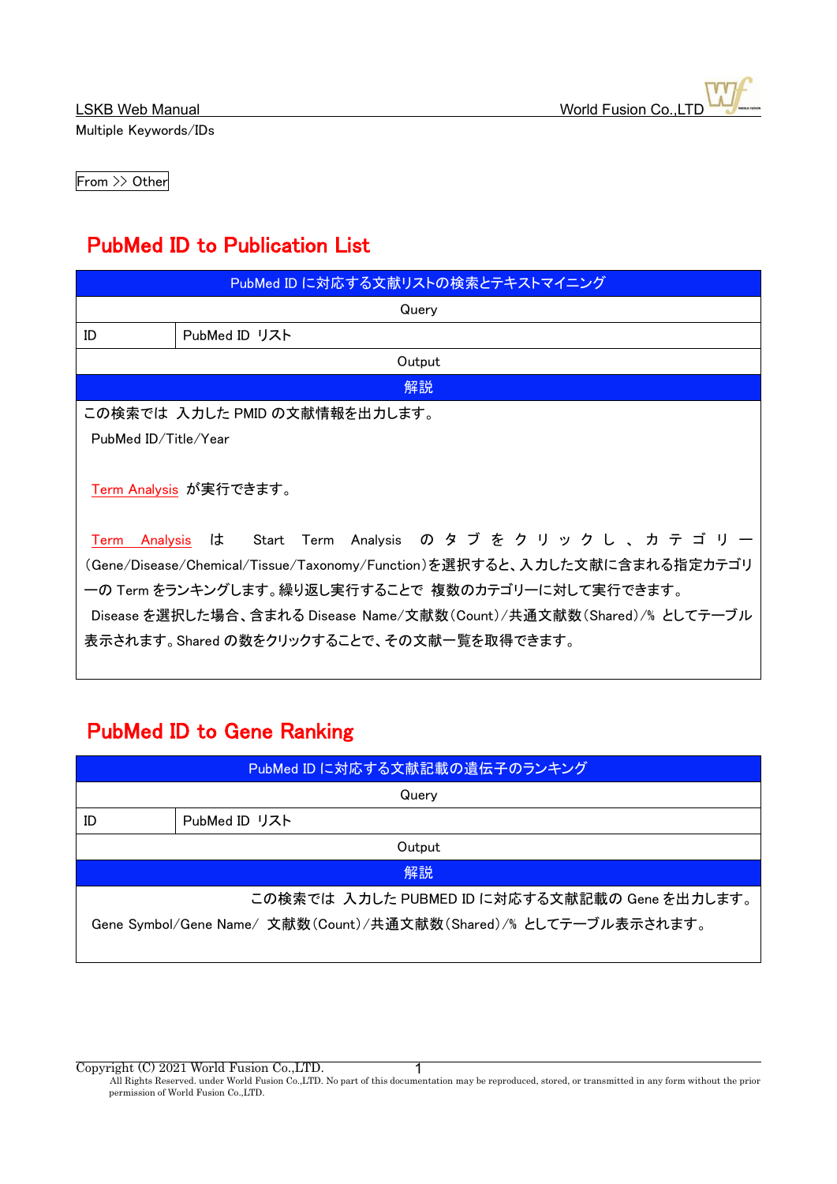Multiple Keywords/IDs

From >> Other

## PubMed ID to Publication List

| PubMed ID に対応する文献リストの検索とテキストマイニング | |
|---|---|
| Query | |
| ID | PubMed ID リスト |
| Output | |
| 解説 | |
| この検索では 入力した PMID の文献情報を出力します。<br>PubMed ID/Title/Year<br><br>Term Analysis が実行できます。<br><br>Term Analysis は Start Term Analysis のタブをクリックし、カテゴリー(Gene/Disease/Chemical/Tissue/Taxonomy/Function)を選択すると、入力した文献に含まれる指定カテゴリーの Term をランキングします。繰り返し実行することで 複数のカテゴリーに対して実行できます。<br>Disease を選択した場合、含まれる Disease Name/文献数(Count)/共通文献数(Shared)/% としてテーブル表示されます。Shared の数をクリックすることで、その文献一覧を取得できます。 | |

## PubMed ID to Gene Ranking

| PubMed ID に対応する文献記載の遺伝子のランキング | |
|---|---|
| Query | |
| ID | PubMed ID リスト |
| Output | |
| 解説 | |
| この検索では 入力した PUBMED ID に対応する文献記載の Gene を出力します。<br>Gene Symbol/Gene Name/ 文献数(Count)/共通文献数(Shared)/% としてテーブル表示されます。 | |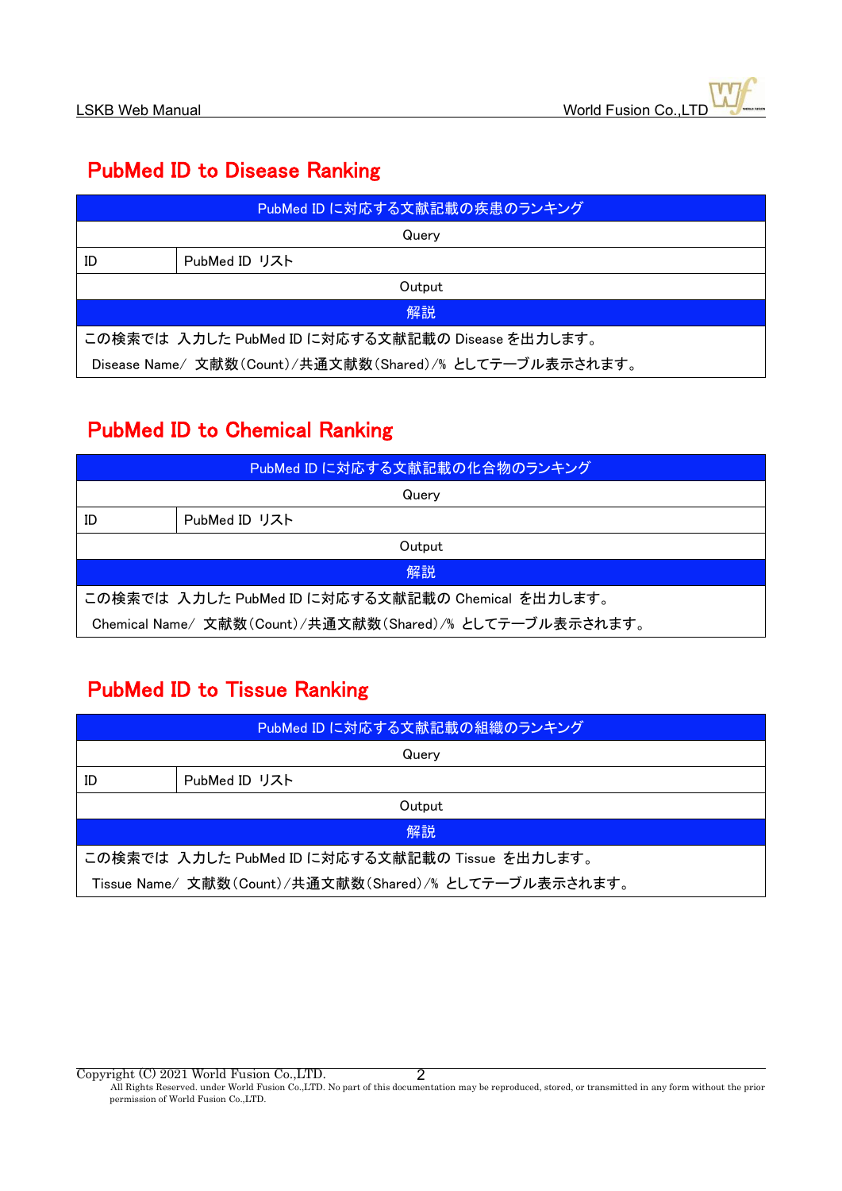## PubMed ID to Disease Ranking

| PubMed ID に対応する文献記載の疾患のランキング | |
|---|---|
| Query | |
| ID | PubMed ID リスト |
| Output | |
| 解説 | |
| この検索では 入力した PubMed ID に対応する文献記載の Disease を出力します。<br>Disease Name/ 文献数(Count)/共通文献数(Shared)/% としてテーブル表示されます。 | |

## PubMed ID to Chemical Ranking

| PubMed ID に対応する文献記載の化合物のランキング | |
|---|---|
| Query | |
| ID | PubMed ID リスト |
| Output | |
| 解説 | |
| この検索では 入力した PubMed ID に対応する文献記載の Chemical を出力します。<br>Chemical Name/ 文献数(Count)/共通文献数(Shared)/% としてテーブル表示されます。 | |

## PubMed ID to Tissue Ranking

| PubMed ID に対応する文献記載の組織のランキング | |
|---|---|
| Query | |
| ID | PubMed ID リスト |
| Output | |
| 解説 | |
| この検索では 入力した PubMed ID に対応する文献記載の Tissue を出力します。<br>Tissue Name/ 文献数(Count)/共通文献数(Shared)/% としてテーブル表示されます。 | |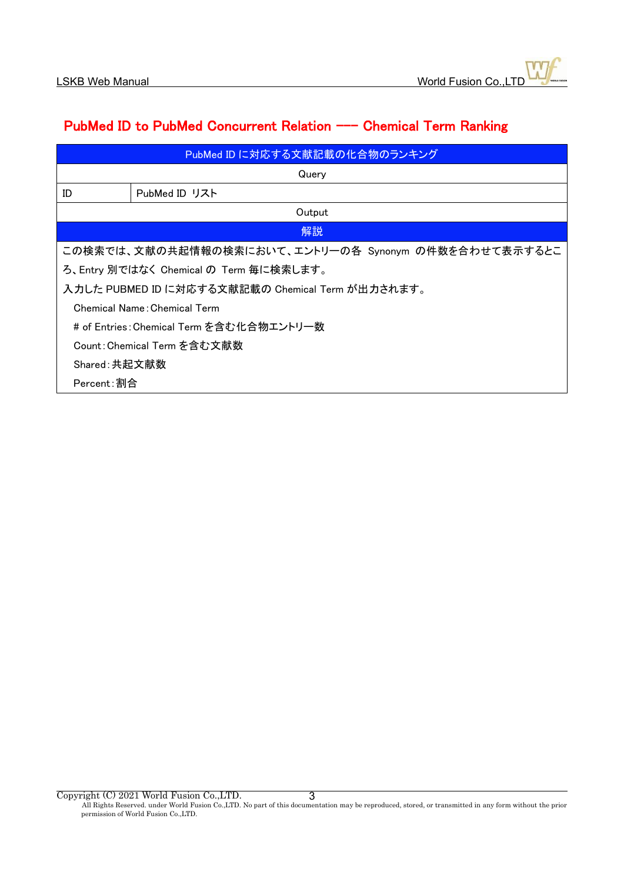# PubMed ID to PubMed Concurrent Relation --- Chemical Term Ranking

| PubMed ID に対応する文献記載の化合物のランキング | |
|---|---|
| Query | |
| ID | PubMed ID リスト |
| Output | |
| 解説 | |

この検索では、文献の共起情報の検索において、エントリーの各 Synonym の件数を合わせて表示するところ、Entry 別ではなく Chemical の Term 毎に検索します。

入力した PUBMED ID に対応する文献記載の Chemical Term が出力されます。

- Chemical Name：Chemical Term
- # of Entries：Chemical Term を含む化合物エントリー数
- Count：Chemical Term を含む文献数
- Shared：共起文献数
- Percent：割合